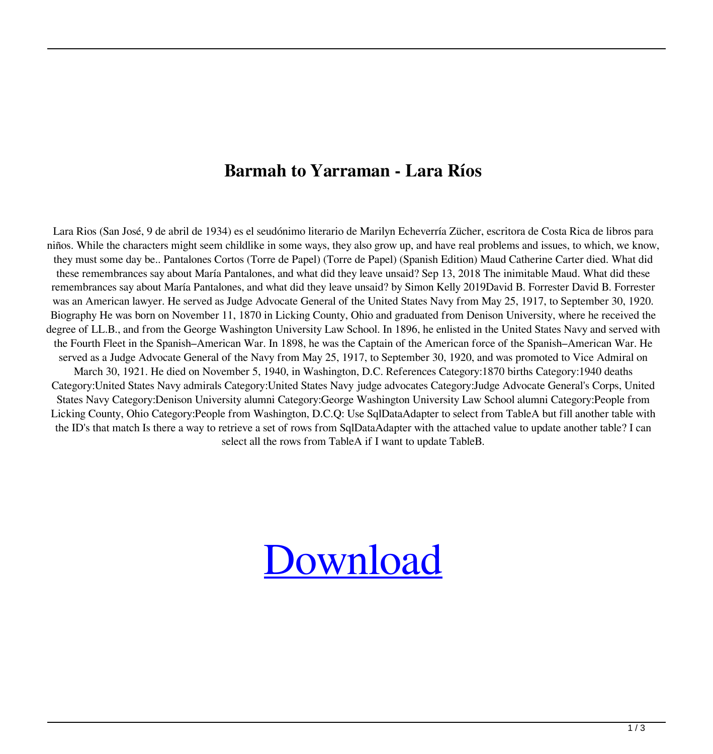# Barmah to Yarraman - Lara Ríos

Lara Rios (San José, 9 de abril de 1934) es el seudónimo literario de Marilyn Echeverría Zücher, escritora de Costa Rica de libros para niños. While the characters might seem childlike in some ways, they also grow up, and have real problems and issues, to which, we know, they must some day be.. Pantalones Cortos (Torre de Papel) (Torre de Papel) (Spanish Edition) Maud Catherine Carter died. What did these remembrances say about María Pantalones, and what did they leave unsaid? Sep 13, 2018 The inimitable Maud. What did these remembrances say about María Pantalones, and what did they leave unsaid? by Simon Kelly 2019David B. Forrester David B. Forrester was an American lawyer. He served as Judge Advocate General of the United States Navy from May 25, 1917, to September 30, 1920. Biography He was born on November 11, 1870 in Licking County, Ohio and graduated from Denison University, where he received the degree of LL.B., and from the George Washington University Law School. In 1896, he enlisted in the United States Navy and served with the Fourth Fleet in the Spanish–American War. In 1898, he was the Captain of the American force of the Spanish–American War. He served as a Judge Advocate General of the Navy from May 25, 1917, to September 30, 1920, and was promoted to Vice Admiral on March 30, 1921. He died on November 5, 1940, in Washington, D.C. References Category:1870 births Category:1940 deaths Category:United States Navy admirals Category:United States Navy judge advocates Category:Judge Advocate General's Corps, United States Navy Category:Denison University alumni Category:George Washington University Law School alumni Category:People from Licking County, Ohio Category:People from Washington, D.C.Q: Use SqlDataAdapter to select from TableA but fill another table with the ID's that match Is there a way to retrieve a set of rows from SqlDataAdapter with the attached value to update another table? I can select all the rows from TableA if I want to update TableB.

Download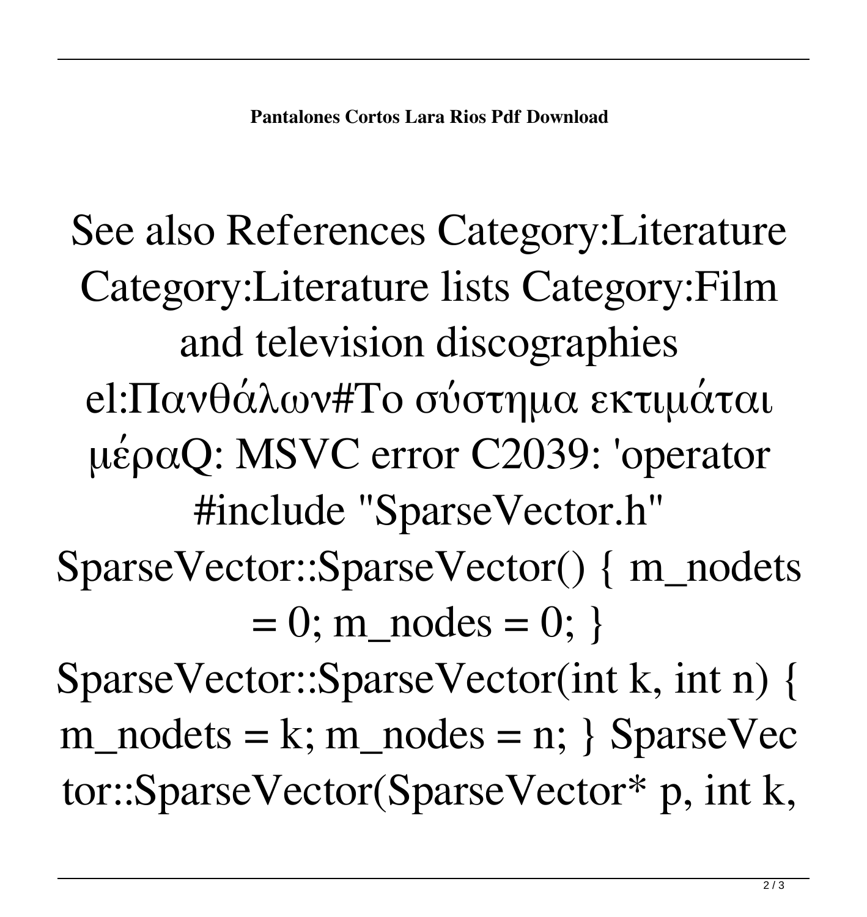**Pantalones Cortos Lara Rios Pdf Download**

See also References Category:Literature Category:Literature lists Category:Film and television discographies el:Πανθάλων#Το σύστημα εκτιμάται μέραQ: MSVC error C2039: 'operator #include "SparseVector.h" SparseVector::SparseVector() { m_nodets = 0; m_nodes = 0; } SparseVector::SparseVector(int k, int n) { m_nodets = k; m_nodes = n; } SparseVector::SparseVector(SparseVector* p, int k,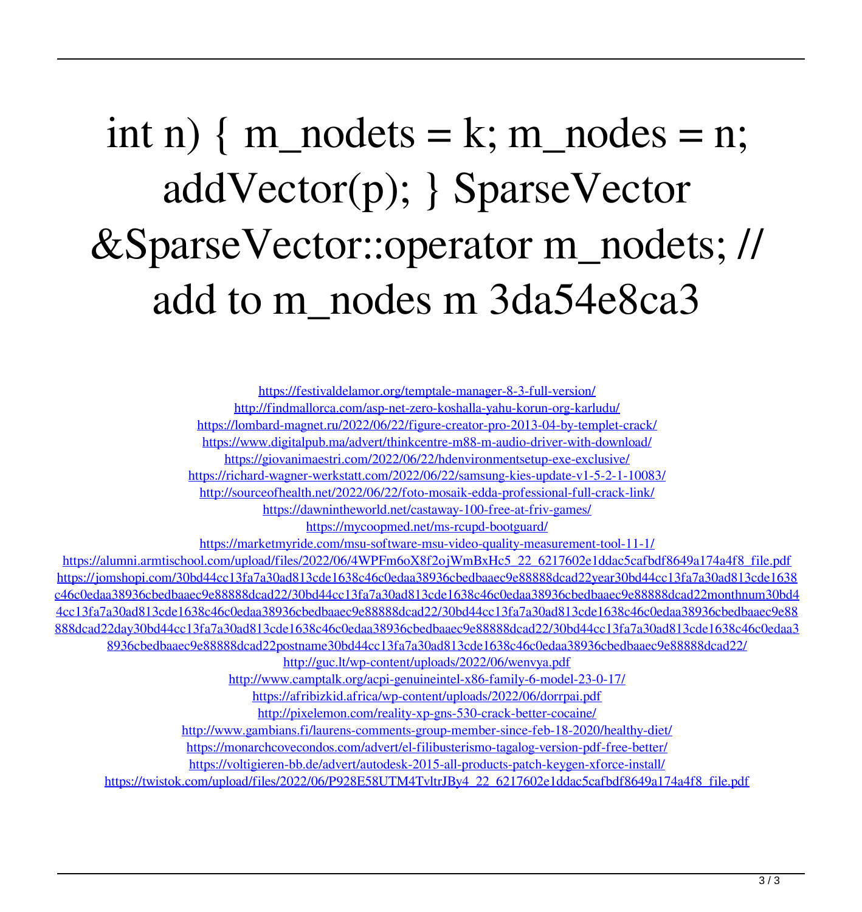# int n) { m_nodets = k; m_nodes = n; addVector(p); } SparseVector &SparseVector::operator m_nodets; // add to m_nodes m 3da54e8ca3

https://festivaldelamor.org/temptale-manager-8-3-full-version/
http://findmallorca.com/asp-net-zero-koshalla-yahu-korun-org-karludu/
https://lombard-magnet.ru/2022/06/22/figure-creator-pro-2013-04-by-templet-crack/
https://www.digitalpub.ma/advert/thinkcentre-m88-m-audio-driver-with-download/
https://giovanimaestri.com/2022/06/22/hdenvironmentsetup-exe-exclusive/
https://richard-wagner-werkstatt.com/2022/06/22/samsung-kies-update-v1-5-2-1-10083/
http://sourceofhealth.net/2022/06/22/foto-mosaik-edda-professional-full-crack-link/
https://dawnintheworld.net/castaway-100-free-at-friv-games/
https://mycoopmed.net/ms-rcupd-bootguard/
https://marketmyride.com/msu-software-msu-video-quality-measurement-tool-11-1/
https://alumni.armtischool.com/upload/files/2022/06/4WPFm6oX8f2ojWmBxHc5_22_6217602e1ddac5cafbdf8649a174a4f8_file.pdf
https://jomshopi.com/30bd44cc13fa7a30ad813cde1638c46c0edaa38936cbedbaaec9e88888dcad22year30bd44cc13fa7a30ad813cde1638c46c0edaa38936cbedbaaec9e88888dcad22/30bd44cc13fa7a30ad813cde1638c46c0edaa38936cbedbaaec9e88888dcad22monthnum30bd44cc13fa7a30ad813cde1638c46c0edaa38936cbedbaaec9e88888dcad22/30bd44cc13fa7a30ad813cde1638c46c0edaa38936cbedbaaec9e88888dcad22day30bd44cc13fa7a30ad813cde1638c46c0edaa38936cbedbaaec9e88888dcad22/30bd44cc13fa7a30ad813cde1638c46c0edaa38936cbedbaaec9e88888dcad22postname30bd44cc13fa7a30ad813cde1638c46c0edaa38936cbedbaaec9e88888dcad22/
http://guc.lt/wp-content/uploads/2022/06/wenvya.pdf
http://www.camptalk.org/acpi-genuineintel-x86-family-6-model-23-0-17/
https://afribizkid.africa/wp-content/uploads/2022/06/dorrpai.pdf
http://pixelemon.com/reality-xp-gns-530-crack-better-cocaine/
http://www.gambians.fi/laurens-comments-group-member-since-feb-18-2020/healthy-diet/
https://monarchcovecondos.com/advert/el-filibusterismo-tagalog-version-pdf-free-better/
https://voltigieren-bb.de/advert/autodesk-2015-all-products-patch-keygen-xforce-install/
https://twistok.com/upload/files/2022/06/P928E58UTM4TvltrJBy4_22_6217602e1ddac5cafbdf8649a174a4f8_file.pdf